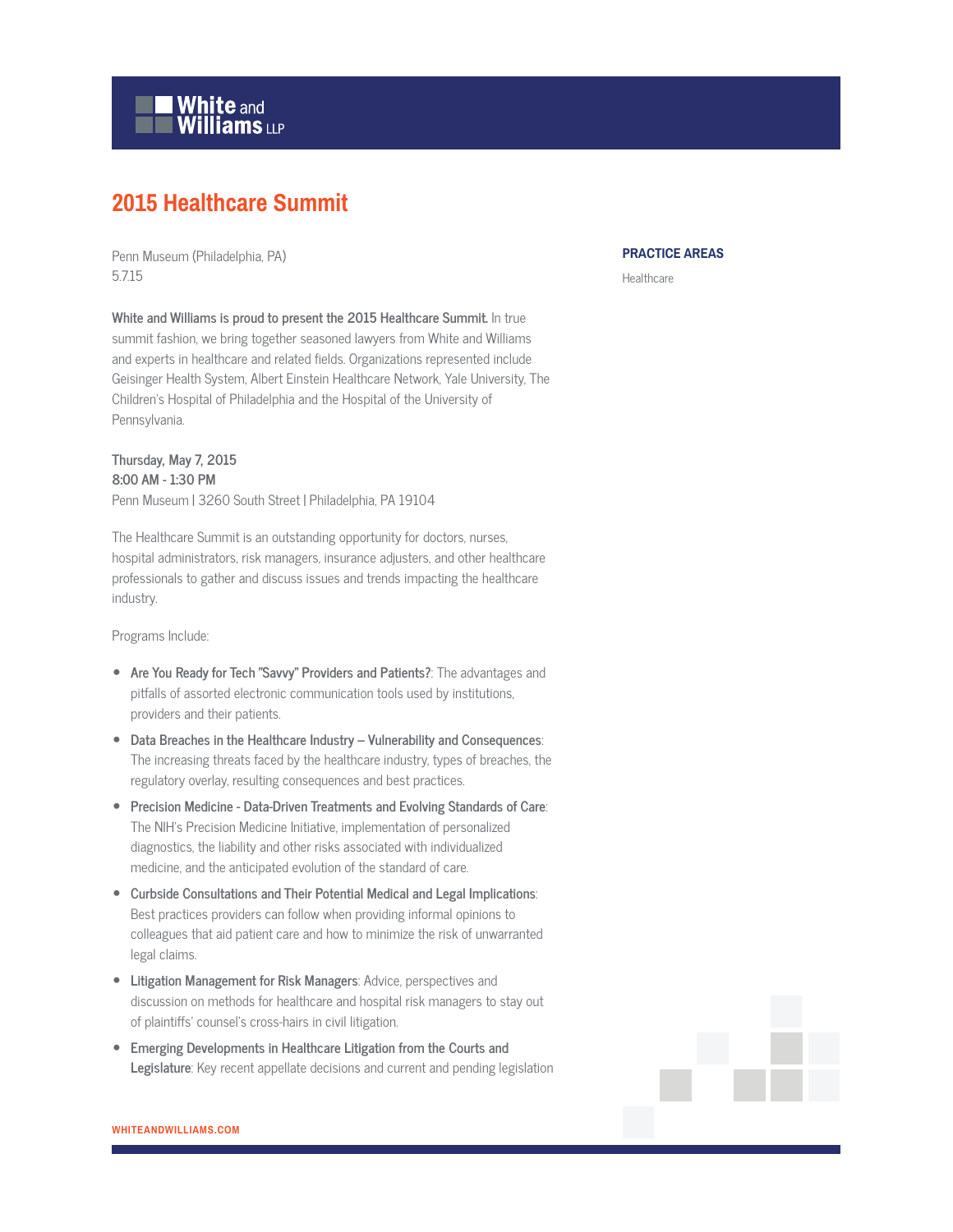# 2015 Healthcare Summit

Penn Museum (Philadelphia, PA)
5.7.15

**White and Williams is proud to present the 2015 Healthcare Summit.** In true summit fashion, we bring together seasoned lawyers from White and Williams and experts in healthcare and related fields. Organizations represented include Geisinger Health System, Albert Einstein Healthcare Network, Yale University, The Children's Hospital of Philadelphia and the Hospital of the University of Pennsylvania.

**Thursday, May 7, 2015**
**8:00 AM - 1:30 PM**
Penn Museum | 3260 South Street | Philadelphia, PA 19104

The Healthcare Summit is an outstanding opportunity for doctors, nurses, hospital administrators, risk managers, insurance adjusters, and other healthcare professionals to gather and discuss issues and trends impacting the healthcare industry.

Programs Include:

- **Are You Ready for Tech "Savvy" Providers and Patients?**: The advantages and pitfalls of assorted electronic communication tools used by institutions, providers and their patients.
- **Data Breaches in the Healthcare Industry – Vulnerability and Consequences**: The increasing threats faced by the healthcare industry, types of breaches, the regulatory overlay, resulting consequences and best practices.
- **Precision Medicine - Data-Driven Treatments and Evolving Standards of Care**: The NIH's Precision Medicine Initiative, implementation of personalized diagnostics, the liability and other risks associated with individualized medicine, and the anticipated evolution of the standard of care.
- **Curbside Consultations and Their Potential Medical and Legal Implications**: Best practices providers can follow when providing informal opinions to colleagues that aid patient care and how to minimize the risk of unwarranted legal claims.
- **Litigation Management for Risk Managers**: Advice, perspectives and discussion on methods for healthcare and hospital risk managers to stay out of plaintiffs' counsel's cross-hairs in civil litigation.
- **Emerging Developments in Healthcare Litigation from the Courts and Legislature**: Key recent appellate decisions and current and pending legislation

**PRACTICE AREAS**

Healthcare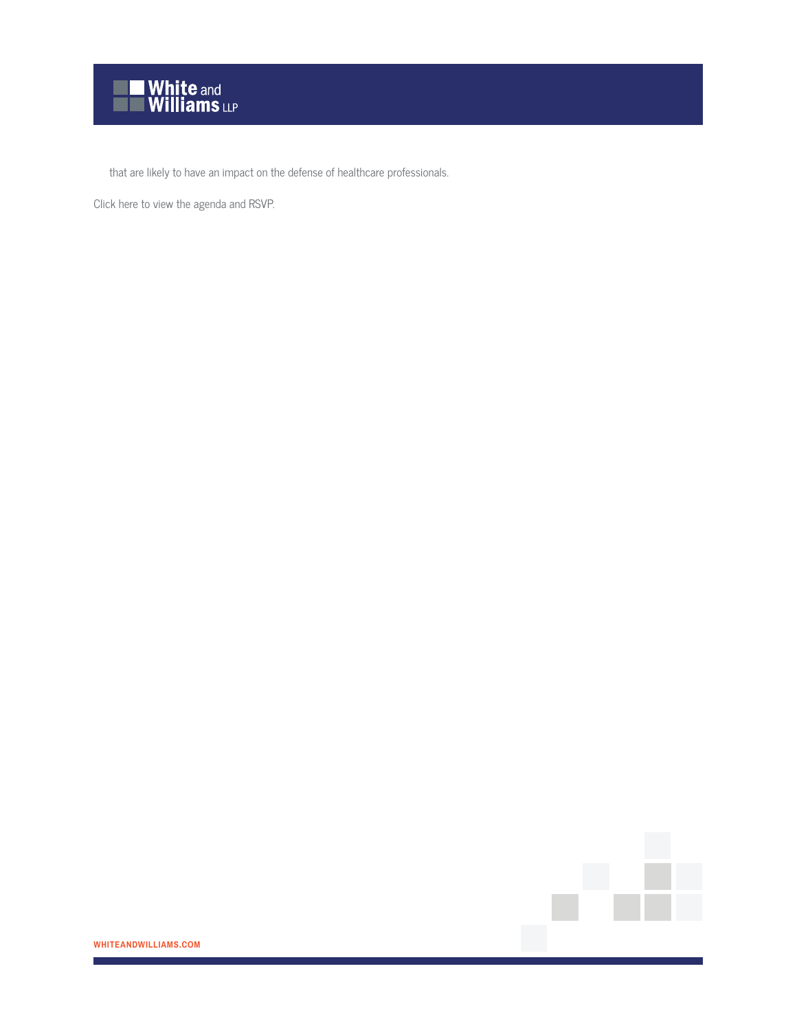that are likely to have an impact on the defense of healthcare professionals.

Click here to view the agenda and RSVP.